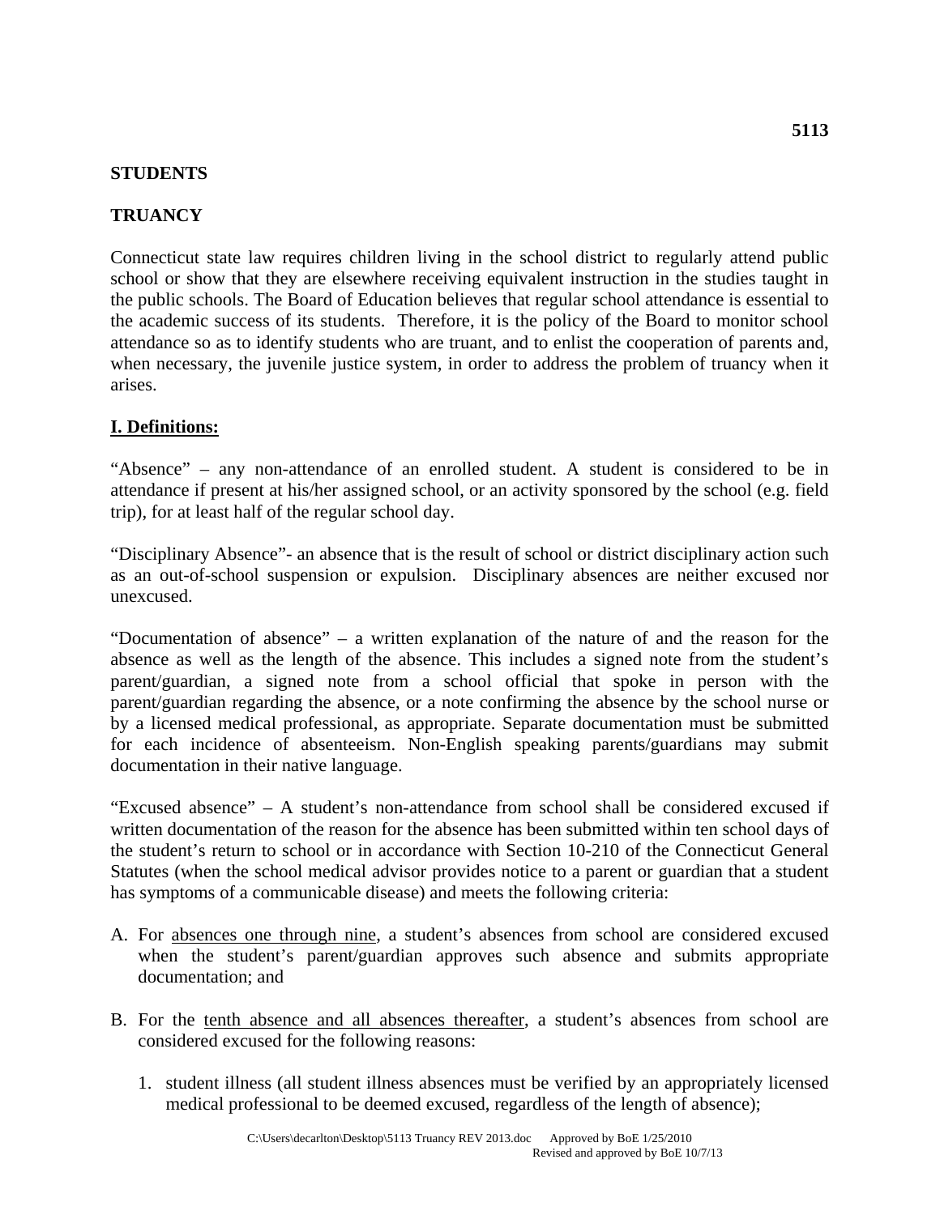**STUDENTS**

**TRUANCY**

Connecticut state law requires children living in the school district to regularly attend public school or show that they are elsewhere receiving equivalent instruction in the studies taught in the public schools. The Board of Education believes that regular school attendance is essential to the academic success of its students. Therefore, it is the policy of the Board to monitor school attendance so as to identify students who are truant, and to enlist the cooperation of parents and, when necessary, the juvenile justice system, in order to address the problem of truancy when it arises.

## I. Definitions:

"Absence" – any non-attendance of an enrolled student. A student is considered to be in attendance if present at his/her assigned school, or an activity sponsored by the school (e.g. field trip), for at least half of the regular school day.

"Disciplinary Absence"- an absence that is the result of school or district disciplinary action such as an out-of-school suspension or expulsion. Disciplinary absences are neither excused nor unexcused.

"Documentation of absence" – a written explanation of the nature of and the reason for the absence as well as the length of the absence. This includes a signed note from the student's parent/guardian, a signed note from a school official that spoke in person with the parent/guardian regarding the absence, or a note confirming the absence by the school nurse or by a licensed medical professional, as appropriate. Separate documentation must be submitted for each incidence of absenteeism. Non-English speaking parents/guardians may submit documentation in their native language.

"Excused absence" – A student's non-attendance from school shall be considered excused if written documentation of the reason for the absence has been submitted within ten school days of the student's return to school or in accordance with Section 10-210 of the Connecticut General Statutes (when the school medical advisor provides notice to a parent or guardian that a student has symptoms of a communicable disease) and meets the following criteria:

A. For <u>absences one through nine</u>, a student's absences from school are considered excused when the student's parent/guardian approves such absence and submits appropriate documentation; and

B. For the <u>tenth absence and all absences thereafter</u>, a student's absences from school are considered excused for the following reasons:

   1. student illness (all student illness absences must be verified by an appropriately licensed medical professional to be deemed excused, regardless of the length of absence);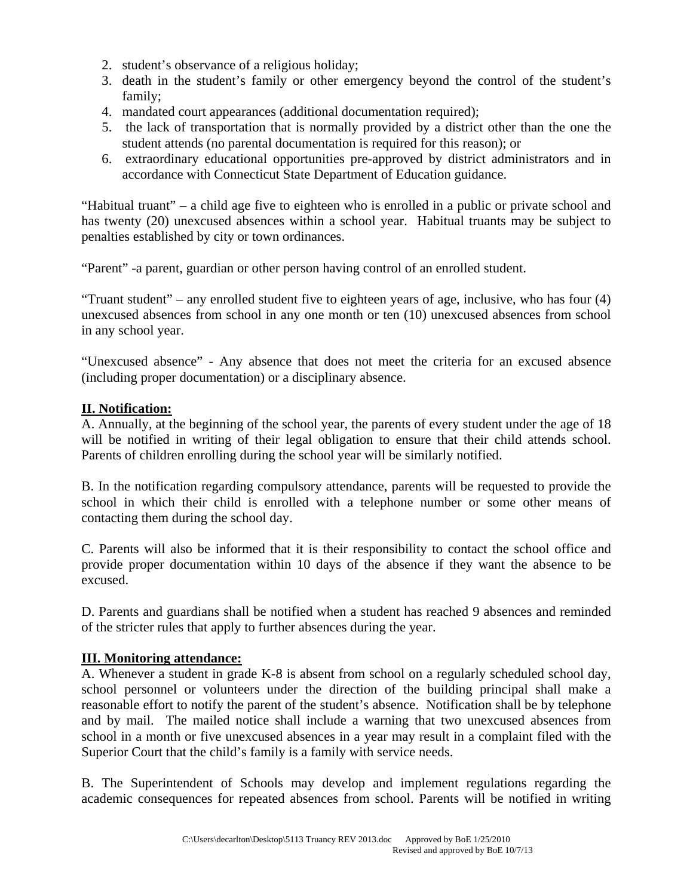2. student's observance of a religious holiday;
3. death in the student's family or other emergency beyond the control of the student's family;
4. mandated court appearances (additional documentation required);
5. the lack of transportation that is normally provided by a district other than the one the student attends (no parental documentation is required for this reason); or
6. extraordinary educational opportunities pre-approved by district administrators and in accordance with Connecticut State Department of Education guidance.

"Habitual truant" – a child age five to eighteen who is enrolled in a public or private school and has twenty (20) unexcused absences within a school year. Habitual truants may be subject to penalties established by city or town ordinances.

"Parent" -a parent, guardian or other person having control of an enrolled student.

"Truant student" – any enrolled student five to eighteen years of age, inclusive, who has four (4) unexcused absences from school in any one month or ten (10) unexcused absences from school in any school year.

"Unexcused absence" - Any absence that does not meet the criteria for an excused absence (including proper documentation) or a disciplinary absence.

**II. Notification:**

A. Annually, at the beginning of the school year, the parents of every student under the age of 18 will be notified in writing of their legal obligation to ensure that their child attends school. Parents of children enrolling during the school year will be similarly notified.

B. In the notification regarding compulsory attendance, parents will be requested to provide the school in which their child is enrolled with a telephone number or some other means of contacting them during the school day.

C. Parents will also be informed that it is their responsibility to contact the school office and provide proper documentation within 10 days of the absence if they want the absence to be excused.

D. Parents and guardians shall be notified when a student has reached 9 absences and reminded of the stricter rules that apply to further absences during the year.

**III. Monitoring attendance:**

A. Whenever a student in grade K-8 is absent from school on a regularly scheduled school day, school personnel or volunteers under the direction of the building principal shall make a reasonable effort to notify the parent of the student's absence. Notification shall be by telephone and by mail. The mailed notice shall include a warning that two unexcused absences from school in a month or five unexcused absences in a year may result in a complaint filed with the Superior Court that the child's family is a family with service needs.

B. The Superintendent of Schools may develop and implement regulations regarding the academic consequences for repeated absences from school. Parents will be notified in writing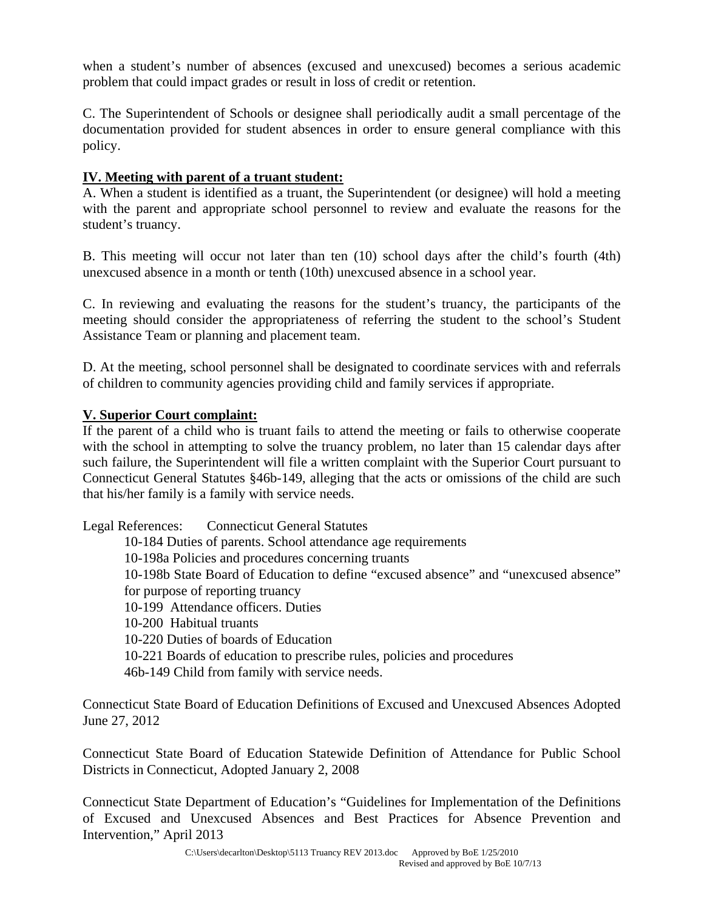when a student's number of absences (excused and unexcused) becomes a serious academic problem that could impact grades or result in loss of credit or retention.

C. The Superintendent of Schools or designee shall periodically audit a small percentage of the documentation provided for student absences in order to ensure general compliance with this policy.

**IV. Meeting with parent of a truant student:**

A. When a student is identified as a truant, the Superintendent (or designee) will hold a meeting with the parent and appropriate school personnel to review and evaluate the reasons for the student's truancy.

B. This meeting will occur not later than ten (10) school days after the child's fourth (4th) unexcused absence in a month or tenth (10th) unexcused absence in a school year.

C. In reviewing and evaluating the reasons for the student's truancy, the participants of the meeting should consider the appropriateness of referring the student to the school's Student Assistance Team or planning and placement team.

D. At the meeting, school personnel shall be designated to coordinate services with and referrals of children to community agencies providing child and family services if appropriate.

**V. Superior Court complaint:**

If the parent of a child who is truant fails to attend the meeting or fails to otherwise cooperate with the school in attempting to solve the truancy problem, no later than 15 calendar days after such failure, the Superintendent will file a written complaint with the Superior Court pursuant to Connecticut General Statutes §46b-149, alleging that the acts or omissions of the child are such that his/her family is a family with service needs.

Legal References: Connecticut General Statutes

- 10-184 Duties of parents. School attendance age requirements
- 10-198a Policies and procedures concerning truants
- 10-198b State Board of Education to define "excused absence" and "unexcused absence" for purpose of reporting truancy
- 10-199 Attendance officers. Duties
- 10-200 Habitual truants
- 10-220 Duties of boards of Education
- 10-221 Boards of education to prescribe rules, policies and procedures
- 46b-149 Child from family with service needs.

Connecticut State Board of Education Definitions of Excused and Unexcused Absences Adopted June 27, 2012

Connecticut State Board of Education Statewide Definition of Attendance for Public School Districts in Connecticut, Adopted January 2, 2008

Connecticut State Department of Education's "Guidelines for Implementation of the Definitions of Excused and Unexcused Absences and Best Practices for Absence Prevention and Intervention," April 2013

C:\Users\decarlton\Desktop\5113 Truancy REV 2013.doc Approved by BoE 1/25/2010
Revised and approved by BoE 10/7/13